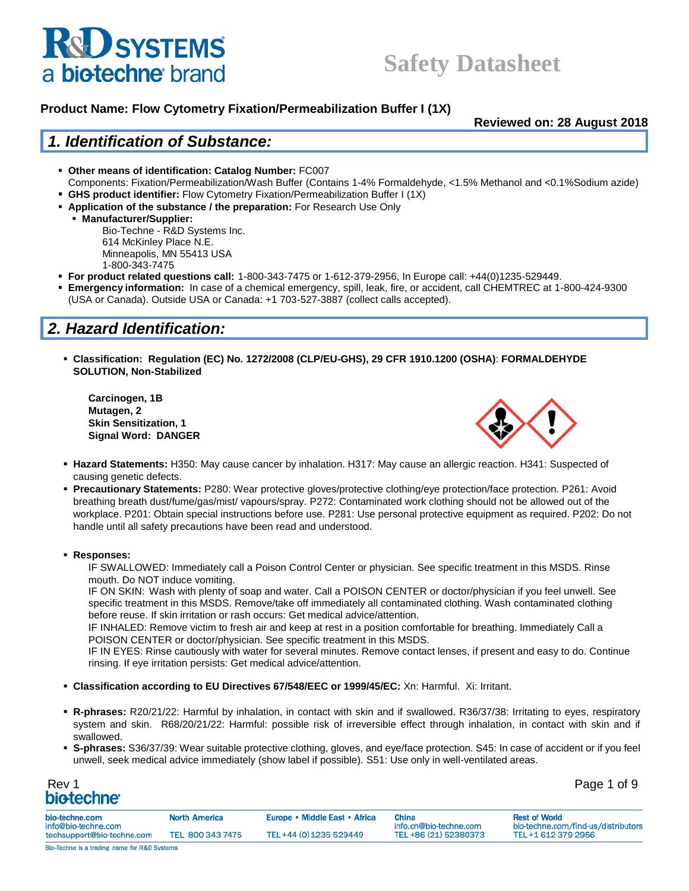# Safety Datasheet

**Product Name: Flow Cytometry Fixation/Permeabilization Buffer I (1X)**

**Reviewed on: 28 August 2018**

## 1. Identification of Substance:

- **Other means of identification: Catalog Number:** FC007
  Components: Fixation/Permeabilization/Wash Buffer (Contains 1-4% Formaldehyde, <1.5% Methanol and <0.1%Sodium azide)
- **GHS product identifier:** Flow Cytometry Fixation/Permeabilization Buffer I (1X)
- **Application of the substance / the preparation:** For Research Use Only
  - **Manufacturer/Supplier:**
    Bio-Techne - R&D Systems Inc.
    614 McKinley Place N.E.
    Minneapolis, MN 55413 USA
    1-800-343-7475
- **For product related questions call:** 1-800-343-7475 or 1-612-379-2956, In Europe call: +44(0)1235-529449.
- **Emergency information:** In case of a chemical emergency, spill, leak, fire, or accident, call CHEMTREC at 1-800-424-9300 (USA or Canada). Outside USA or Canada: +1 703-527-3887 (collect calls accepted).

## 2. Hazard Identification:

- **Classification: Regulation (EC) No. 1272/2008 (CLP/EU-GHS), 29 CFR 1910.1200 (OSHA)**: **FORMALDEHYDE SOLUTION, Non-Stabilized**

  **Carcinogen, 1B**
  **Mutagen, 2**
  **Skin Sensitization, 1**
  **Signal Word: DANGER**

- **Hazard Statements:** H350: May cause cancer by inhalation. H317: May cause an allergic reaction. H341: Suspected of causing genetic defects.
- **Precautionary Statements:** P280: Wear protective gloves/protective clothing/eye protection/face protection. P261: Avoid breathing breath dust/fume/gas/mist/ vapours/spray. P272: Contaminated work clothing should not be allowed out of the workplace. P201: Obtain special instructions before use. P281: Use personal protective equipment as required. P202: Do not handle until all safety precautions have been read and understood.

- **Responses:**

  IF SWALLOWED: Immediately call a Poison Control Center or physician. See specific treatment in this MSDS. Rinse mouth. Do NOT induce vomiting.
  IF ON SKIN: Wash with plenty of soap and water. Call a POISON CENTER or doctor/physician if you feel unwell. See specific treatment in this MSDS. Remove/take off immediately all contaminated clothing. Wash contaminated clothing before reuse. If skin irritation or rash occurs: Get medical advice/attention.
  IF INHALED: Remove victim to fresh air and keep at rest in a position comfortable for breathing. Immediately Call a POISON CENTER or doctor/physician. See specific treatment in this MSDS.
  IF IN EYES: Rinse cautiously with water for several minutes. Remove contact lenses, if present and easy to do. Continue rinsing. If eye irritation persists: Get medical advice/attention.

- **Classification according to EU Directives 67/548/EEC or 1999/45/EC:** Xn: Harmful. Xi: Irritant.

- **R-phrases:** R20/21/22: Harmful by inhalation, in contact with skin and if swallowed. R36/37/38: Irritating to eyes, respiratory system and skin. R68/20/21/22: Harmful: possible risk of irreversible effect through inhalation, in contact with skin and if swallowed.
- **S-phrases:** S36/37/39: Wear suitable protective clothing, gloves, and eye/face protection. S45: In case of accident or if you feel unwell, seek medical advice immediately (show label if possible). S51: Use only in well-ventilated areas.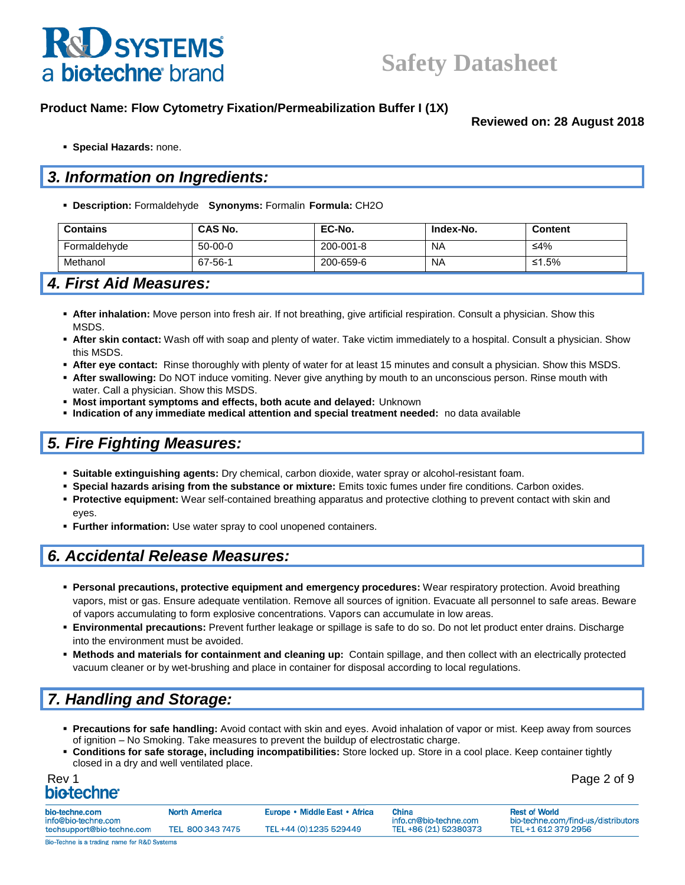- **Special Hazards:** none.

## 3. Information on Ingredients:

- **Description:** Formaldehyde **Synonyms:** Formalin **Formula:** $CH_2O$

| Contains | CAS No. | EC-No. | Index-No. | Content |
|---|---|---|---|---|
| Formaldehyde | 50-00-0 | 200-001-8 | NA | ≤4% |
| Methanol | 67-56-1 | 200-659-6 | NA | ≤1.5% |

## 4. First Aid Measures:

- **After inhalation:** Move person into fresh air. If not breathing, give artificial respiration. Consult a physician. Show this MSDS.
- **After skin contact:** Wash off with soap and plenty of water. Take victim immediately to a hospital. Consult a physician. Show this MSDS.
- **After eye contact:** Rinse thoroughly with plenty of water for at least 15 minutes and consult a physician. Show this MSDS.
- **After swallowing:** Do NOT induce vomiting. Never give anything by mouth to an unconscious person. Rinse mouth with water. Call a physician. Show this MSDS.
- **Most important symptoms and effects, both acute and delayed:** Unknown
- **Indication of any immediate medical attention and special treatment needed:** no data available

## 5. Fire Fighting Measures:

- **Suitable extinguishing agents:** Dry chemical, carbon dioxide, water spray or alcohol-resistant foam.
- **Special hazards arising from the substance or mixture:** Emits toxic fumes under fire conditions. Carbon oxides.
- **Protective equipment:** Wear self-contained breathing apparatus and protective clothing to prevent contact with skin and eyes.
- **Further information:** Use water spray to cool unopened containers.

## 6. Accidental Release Measures:

- **Personal precautions, protective equipment and emergency procedures:** Wear respiratory protection. Avoid breathing vapors, mist or gas. Ensure adequate ventilation. Remove all sources of ignition. Evacuate all personnel to safe areas. Beware of vapors accumulating to form explosive concentrations. Vapors can accumulate in low areas.
- **Environmental precautions:** Prevent further leakage or spillage is safe to do so. Do not let product enter drains. Discharge into the environment must be avoided.
- **Methods and materials for containment and cleaning up:** Contain spillage, and then collect with an electrically protected vacuum cleaner or by wet-brushing and place in container for disposal according to local regulations.

## 7. Handling and Storage:

- **Precautions for safe handling:** Avoid contact with skin and eyes. Avoid inhalation of vapor or mist. Keep away from sources of ignition – No Smoking. Take measures to prevent the buildup of electrostatic charge.
- **Conditions for safe storage, including incompatibilities:** Store locked up. Store in a cool place. Keep container tightly closed in a dry and well ventilated place.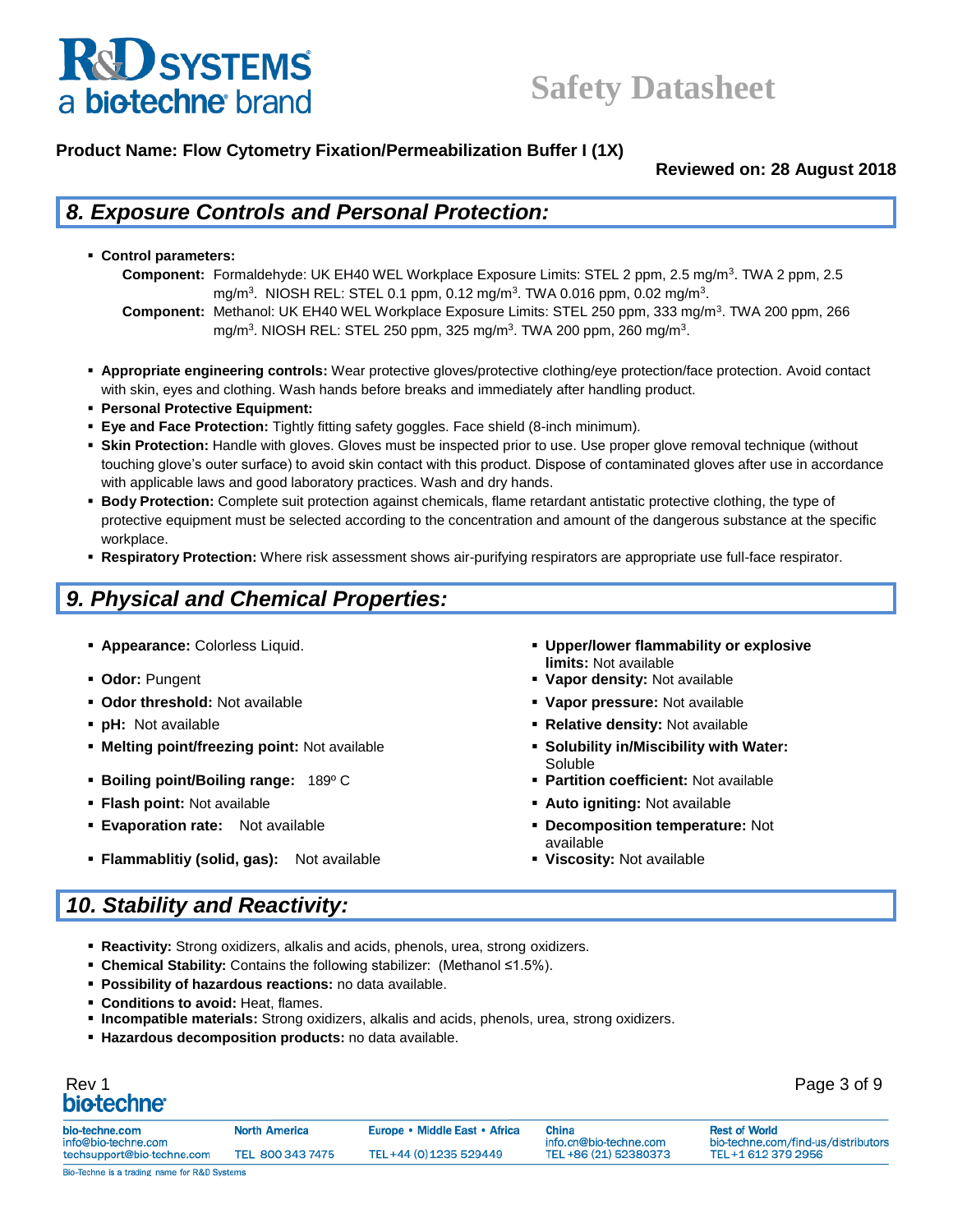**Product Name: Flow Cytometry Fixation/Permeabilization Buffer I (1X)**

**Reviewed on: 28 August 2018**

## 8. Exposure Controls and Personal Protection:

- **Control parameters:**
  - **Component:** Formaldehyde: UK EH40 WEL Workplace Exposure Limits: STEL 2 ppm, 2.5 mg/m$^3$. TWA 2 ppm, 2.5 mg/m$^3$. NIOSH REL: STEL 0.1 ppm, 0.12 mg/m$^3$. TWA 0.016 ppm, 0.02 mg/m$^3$.
  - **Component:** Methanol: UK EH40 WEL Workplace Exposure Limits: STEL 250 ppm, 333 mg/m$^3$. TWA 200 ppm, 266 mg/m$^3$. NIOSH REL: STEL 250 ppm, 325 mg/m$^3$. TWA 200 ppm, 260 mg/m$^3$.

- **Appropriate engineering controls:** Wear protective gloves/protective clothing/eye protection/face protection. Avoid contact with skin, eyes and clothing. Wash hands before breaks and immediately after handling product.
- **Personal Protective Equipment:**
- **Eye and Face Protection:** Tightly fitting safety goggles. Face shield (8-inch minimum).
- **Skin Protection:** Handle with gloves. Gloves must be inspected prior to use. Use proper glove removal technique (without touching glove's outer surface) to avoid skin contact with this product. Dispose of contaminated gloves after use in accordance with applicable laws and good laboratory practices. Wash and dry hands.
- **Body Protection:** Complete suit protection against chemicals, flame retardant antistatic protective clothing, the type of protective equipment must be selected according to the concentration and amount of the dangerous substance at the specific workplace.
- **Respiratory Protection:** Where risk assessment shows air-purifying respirators are appropriate use full-face respirator.

## 9. Physical and Chemical Properties:

- **Appearance:** Colorless Liquid.
- **Odor:** Pungent
- **Odor threshold:** Not available
- **pH:** Not available
- **Melting point/freezing point:** Not available
- **Boiling point/Boiling range:** 189º C
- **Flash point:** Not available
- **Evaporation rate:** Not available
- **Flammablitiy (solid, gas):** Not available
- **Upper/lower flammability or explosive limits:** Not available
- **Vapor density:** Not available
- **Vapor pressure:** Not available
- **Relative density:** Not available
- **Solubility in/Miscibility with Water:** Soluble
- **Partition coefficient:** Not available
- **Auto igniting:** Not available
- **Decomposition temperature:** Not available
- **Viscosity:** Not available

## 10. Stability and Reactivity:

- **Reactivity:** Strong oxidizers, alkalis and acids, phenols, urea, strong oxidizers.
- **Chemical Stability:** Contains the following stabilizer: (Methanol ≤1.5%).
- **Possibility of hazardous reactions:** no data available.
- **Conditions to avoid:** Heat, flames.
- **Incompatible materials:** Strong oxidizers, alkalis and acids, phenols, urea, strong oxidizers.
- **Hazardous decomposition products:** no data available.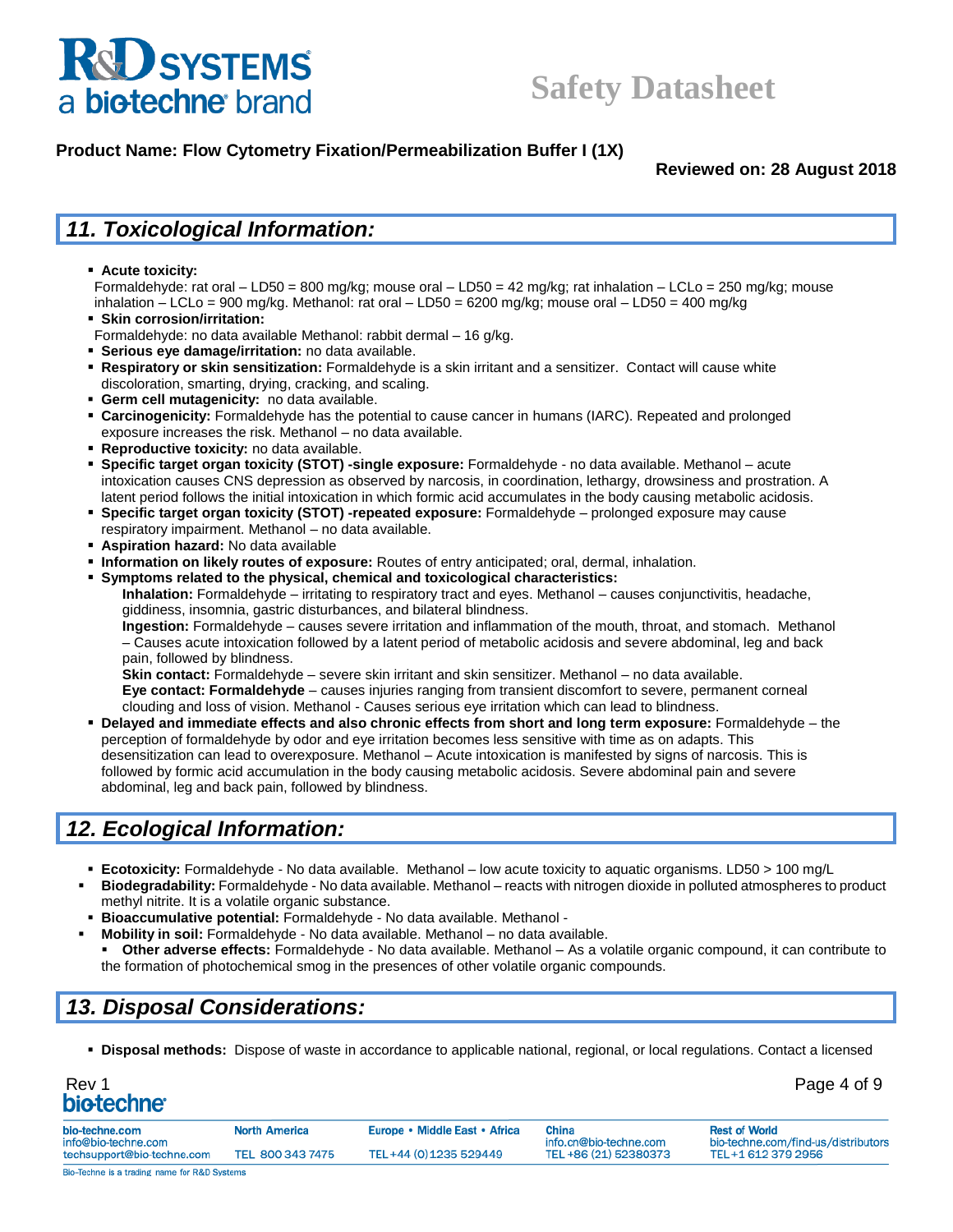## 11. Toxicological Information:

- **Acute toxicity:**
  Formaldehyde: rat oral – LD50 = 800 mg/kg; mouse oral – LD50 = 42 mg/kg; rat inhalation – LCLo = 250 mg/kg; mouse inhalation – LCLo = 900 mg/kg. Methanol: rat oral – LD50 = 6200 mg/kg; mouse oral – LD50 = 400 mg/kg
- **Skin corrosion/irritation:**
  Formaldehyde: no data available Methanol: rabbit dermal – 16 g/kg.
- **Serious eye damage/irritation:** no data available.
- **Respiratory or skin sensitization:** Formaldehyde is a skin irritant and a sensitizer. Contact will cause white discoloration, smarting, drying, cracking, and scaling.
- **Germ cell mutagenicity:** no data available.
- **Carcinogenicity:** Formaldehyde has the potential to cause cancer in humans (IARC). Repeated and prolonged exposure increases the risk. Methanol – no data available.
- **Reproductive toxicity:** no data available.
- **Specific target organ toxicity (STOT) -single exposure:** Formaldehyde - no data available. Methanol – acute intoxication causes CNS depression as observed by narcosis, in coordination, lethargy, drowsiness and prostration. A latent period follows the initial intoxication in which formic acid accumulates in the body causing metabolic acidosis.
- **Specific target organ toxicity (STOT) -repeated exposure:** Formaldehyde – prolonged exposure may cause respiratory impairment. Methanol – no data available.
- **Aspiration hazard:** No data available
- **Information on likely routes of exposure:** Routes of entry anticipated; oral, dermal, inhalation.
- **Symptoms related to the physical, chemical and toxicological characteristics:**
  **Inhalation:** Formaldehyde – irritating to respiratory tract and eyes. Methanol – causes conjunctivitis, headache, giddiness, insomnia, gastric disturbances, and bilateral blindness.
  **Ingestion:** Formaldehyde – causes severe irritation and inflammation of the mouth, throat, and stomach. Methanol – Causes acute intoxication followed by a latent period of metabolic acidosis and severe abdominal, leg and back pain, followed by blindness.
  **Skin contact:** Formaldehyde – severe skin irritant and skin sensitizer. Methanol – no data available.
  **Eye contact: Formaldehyde** – causes injuries ranging from transient discomfort to severe, permanent corneal clouding and loss of vision. Methanol - Causes serious eye irritation which can lead to blindness.
- **Delayed and immediate effects and also chronic effects from short and long term exposure:** Formaldehyde – the perception of formaldehyde by odor and eye irritation becomes less sensitive with time as on adapts. This desensitization can lead to overexposure. Methanol – Acute intoxication is manifested by signs of narcosis. This is followed by formic acid accumulation in the body causing metabolic acidosis. Severe abdominal pain and severe abdominal, leg and back pain, followed by blindness.

## 12. Ecological Information:

- **Ecotoxicity:** Formaldehyde - No data available. Methanol – low acute toxicity to aquatic organisms. LD50 > 100 mg/L
- **Biodegradability:** Formaldehyde - No data available. Methanol – reacts with nitrogen dioxide in polluted atmospheres to product methyl nitrite. It is a volatile organic substance.
- **Bioaccumulative potential:** Formaldehyde - No data available. Methanol -
- **Mobility in soil:** Formaldehyde - No data available. Methanol – no data available.
  - **Other adverse effects:** Formaldehyde - No data available. Methanol – As a volatile organic compound, it can contribute to the formation of photochemical smog in the presences of other volatile organic compounds.

## 13. Disposal Considerations:

- **Disposal methods:** Dispose of waste in accordance to applicable national, regional, or local regulations. Contact a licensed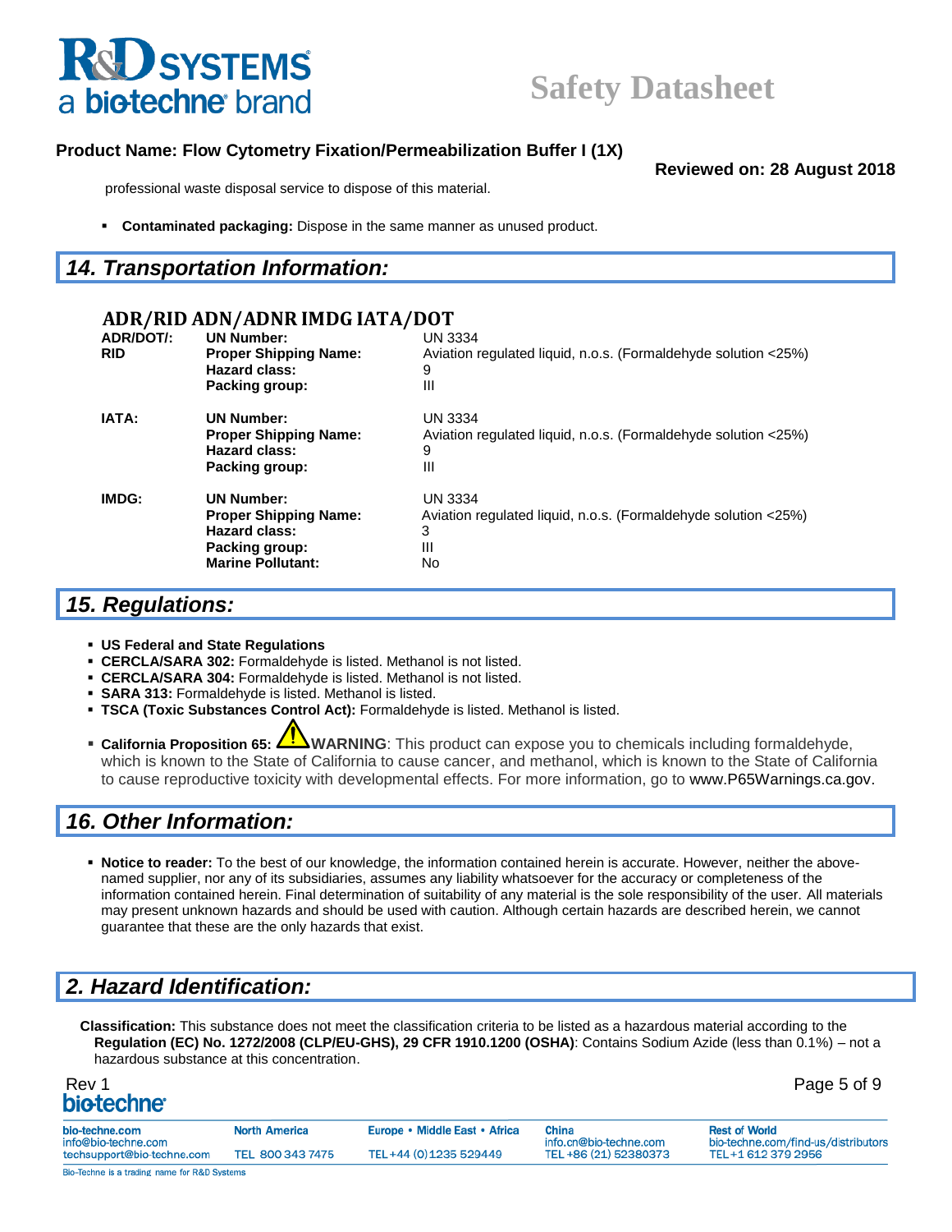professional waste disposal service to dispose of this material.

- **Contaminated packaging:** Dispose in the same manner as unused product.

## 14. Transportation Information:

### ADR/RID ADN/ADNR IMDG IATA/DOT

| | | |
|---|---|---|
| **ADR/DOT/: RID** | **UN Number:** | UN 3334 |
| | **Proper Shipping Name:** | Aviation regulated liquid, n.o.s. (Formaldehyde solution <25%) |
| | **Hazard class:** | 9 |
| | **Packing group:** | III |
| **IATA:** | **UN Number:** | UN 3334 |
| | **Proper Shipping Name:** | Aviation regulated liquid, n.o.s. (Formaldehyde solution <25%) |
| | **Hazard class:** | 9 |
| | **Packing group:** | III |
| **IMDG:** | **UN Number:** | UN 3334 |
| | **Proper Shipping Name:** | Aviation regulated liquid, n.o.s. (Formaldehyde solution <25%) |
| | **Hazard class:** | 3 |
| | **Packing group:** | III |
| | **Marine Pollutant:** | No |

## 15. Regulations:

- **US Federal and State Regulations**
- **CERCLA/SARA 302:** Formaldehyde is listed. Methanol is not listed.
- **CERCLA/SARA 304:** Formaldehyde is listed. Methanol is not listed.
- **SARA 313:** Formaldehyde is listed. Methanol is listed.
- **TSCA (Toxic Substances Control Act):** Formaldehyde is listed. Methanol is listed.
- **California Proposition 65:** **WARNING**: This product can expose you to chemicals including formaldehyde, which is known to the State of California to cause cancer, and methanol, which is known to the State of California to cause reproductive toxicity with developmental effects. For more information, go to www.P65Warnings.ca.gov.

## 16. Other Information:

- **Notice to reader:** To the best of our knowledge, the information contained herein is accurate. However, neither the above-named supplier, nor any of its subsidiaries, assumes any liability whatsoever for the accuracy or completeness of the information contained herein. Final determination of suitability of any material is the sole responsibility of the user. All materials may present unknown hazards and should be used with caution. Although certain hazards are described herein, we cannot guarantee that these are the only hazards that exist.

## 2. Hazard Identification:

**Classification:** This substance does not meet the classification criteria to be listed as a hazardous material according to the **Regulation (EC) No. 1272/2008 (CLP/EU-GHS), 29 CFR 1910.1200 (OSHA)**: Contains Sodium Azide (less than 0.1%) – not a hazardous substance at this concentration.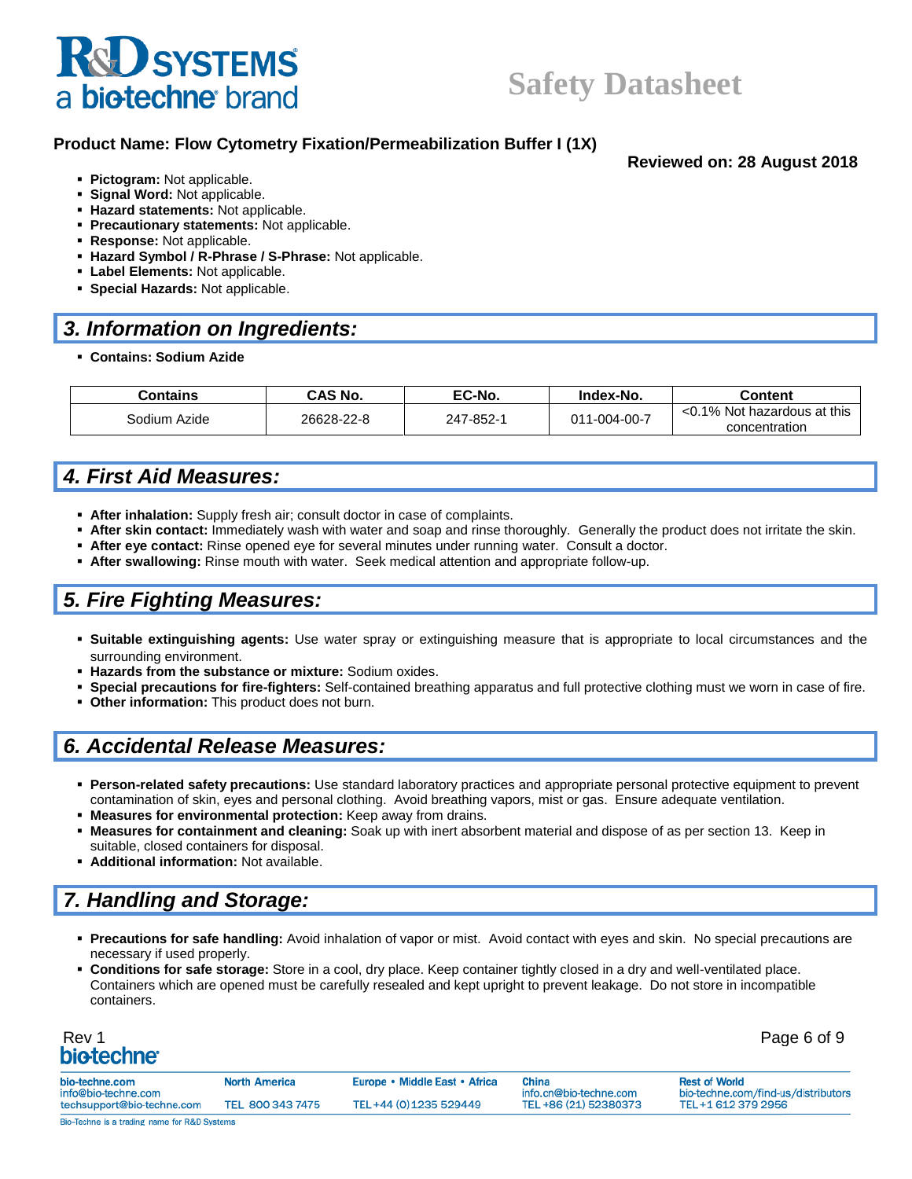**Product Name: Flow Cytometry Fixation/Permeabilization Buffer I (1X)**

**Reviewed on: 28 August 2018**

- **Pictogram:** Not applicable.
- **Signal Word:** Not applicable.
- **Hazard statements:** Not applicable.
- **Precautionary statements:** Not applicable.
- **Response:** Not applicable.
- **Hazard Symbol / R-Phrase / S-Phrase:** Not applicable.
- **Label Elements:** Not applicable.
- **Special Hazards:** Not applicable.

## *3. Information on Ingredients:*

- **Contains: Sodium Azide**

| Contains | CAS No. | EC-No. | Index-No. | Content |
|---|---|---|---|---|
| Sodium Azide | 26628-22-8 | 247-852-1 | 011-004-00-7 | <0.1% Not hazardous at this concentration |

## *4. First Aid Measures:*

- **After inhalation:** Supply fresh air; consult doctor in case of complaints.
- **After skin contact:** Immediately wash with water and soap and rinse thoroughly. Generally the product does not irritate the skin.
- **After eye contact:** Rinse opened eye for several minutes under running water. Consult a doctor.
- **After swallowing:** Rinse mouth with water. Seek medical attention and appropriate follow-up.

## *5. Fire Fighting Measures:*

- **Suitable extinguishing agents:** Use water spray or extinguishing measure that is appropriate to local circumstances and the surrounding environment.
- **Hazards from the substance or mixture:** Sodium oxides.
- **Special precautions for fire-fighters:** Self-contained breathing apparatus and full protective clothing must we worn in case of fire.
- **Other information:** This product does not burn.

## *6. Accidental Release Measures:*

- **Person-related safety precautions:** Use standard laboratory practices and appropriate personal protective equipment to prevent contamination of skin, eyes and personal clothing. Avoid breathing vapors, mist or gas. Ensure adequate ventilation.
- **Measures for environmental protection:** Keep away from drains.
- **Measures for containment and cleaning:** Soak up with inert absorbent material and dispose of as per section 13. Keep in suitable, closed containers for disposal.
- **Additional information:** Not available.

## *7. Handling and Storage:*

- **Precautions for safe handling:** Avoid inhalation of vapor or mist. Avoid contact with eyes and skin. No special precautions are necessary if used properly.
- **Conditions for safe storage:** Store in a cool, dry place. Keep container tightly closed in a dry and well-ventilated place. Containers which are opened must be carefully resealed and kept upright to prevent leakage. Do not store in incompatible containers.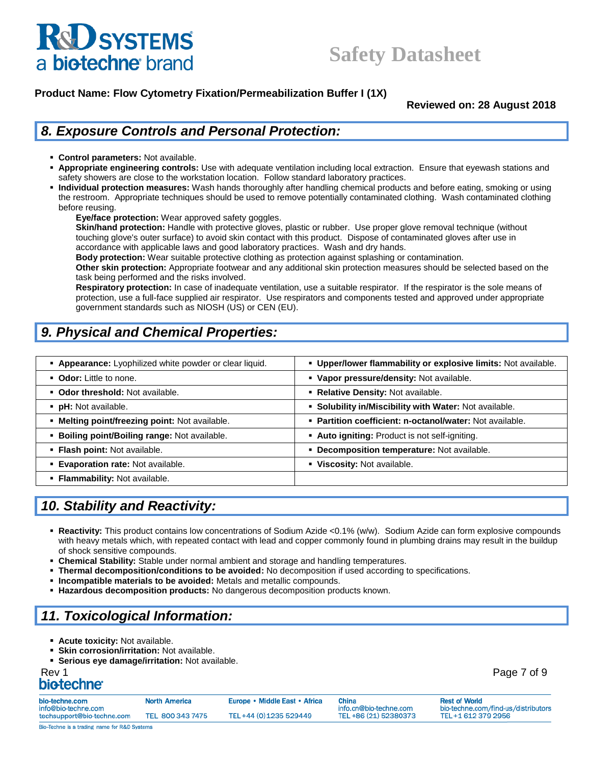**Product Name: Flow Cytometry Fixation/Permeabilization Buffer I (1X)**

**Reviewed on: 28 August 2018**

## 8. Exposure Controls and Personal Protection:

- **Control parameters:** Not available.
- **Appropriate engineering controls:** Use with adequate ventilation including local extraction. Ensure that eyewash stations and safety showers are close to the workstation location. Follow standard laboratory practices.
- **Individual protection measures:** Wash hands thoroughly after handling chemical products and before eating, smoking or using the restroom. Appropriate techniques should be used to remove potentially contaminated clothing. Wash contaminated clothing before reusing.

  **Eye/face protection:** Wear approved safety goggles.

  **Skin/hand protection:** Handle with protective gloves, plastic or rubber. Use proper glove removal technique (without touching glove's outer surface) to avoid skin contact with this product. Dispose of contaminated gloves after use in accordance with applicable laws and good laboratory practices. Wash and dry hands.

  **Body protection:** Wear suitable protective clothing as protection against splashing or contamination.

  **Other skin protection:** Appropriate footwear and any additional skin protection measures should be selected based on the task being performed and the risks involved.

  **Respiratory protection:** In case of inadequate ventilation, use a suitable respirator. If the respirator is the sole means of protection, use a full-face supplied air respirator. Use respirators and components tested and approved under appropriate government standards such as NIOSH (US) or CEN (EU).

## 9. Physical and Chemical Properties:

| | |
|---|---|
| ▪ **Appearance:** Lyophilized white powder or clear liquid. | ▪ **Upper/lower flammability or explosive limits:** Not available. |
| ▪ **Odor:** Little to none. | ▪ **Vapor pressure/density:** Not available. |
| ▪ **Odor threshold:** Not available. | ▪ **Relative Density:** Not available. |
| ▪ **pH:** Not available. | ▪ **Solubility in/Miscibility with Water:** Not available. |
| ▪ **Melting point/freezing point:** Not available. | ▪ **Partition coefficient: n-octanol/water:** Not available. |
| ▪ **Boiling point/Boiling range:** Not available. | ▪ **Auto igniting:** Product is not self-igniting. |
| ▪ **Flash point:** Not available. | ▪ **Decomposition temperature:** Not available. |
| ▪ **Evaporation rate:** Not available. | ▪ **Viscosity:** Not available. |
| ▪ **Flammability:** Not available. | |

## 10. Stability and Reactivity:

- **Reactivity:** This product contains low concentrations of Sodium Azide <0.1% (w/w). Sodium Azide can form explosive compounds with heavy metals which, with repeated contact with lead and copper commonly found in plumbing drains may result in the buildup of shock sensitive compounds.
- **Chemical Stability:** Stable under normal ambient and storage and handling temperatures.
- **Thermal decomposition/conditions to be avoided:** No decomposition if used according to specifications.
- **Incompatible materials to be avoided:** Metals and metallic compounds.
- **Hazardous decomposition products:** No dangerous decomposition products known.

## 11. Toxicological Information:

- **Acute toxicity:** Not available.
- **Skin corrosion/irritation:** Not available.
- **Serious eye damage/irritation:** Not available.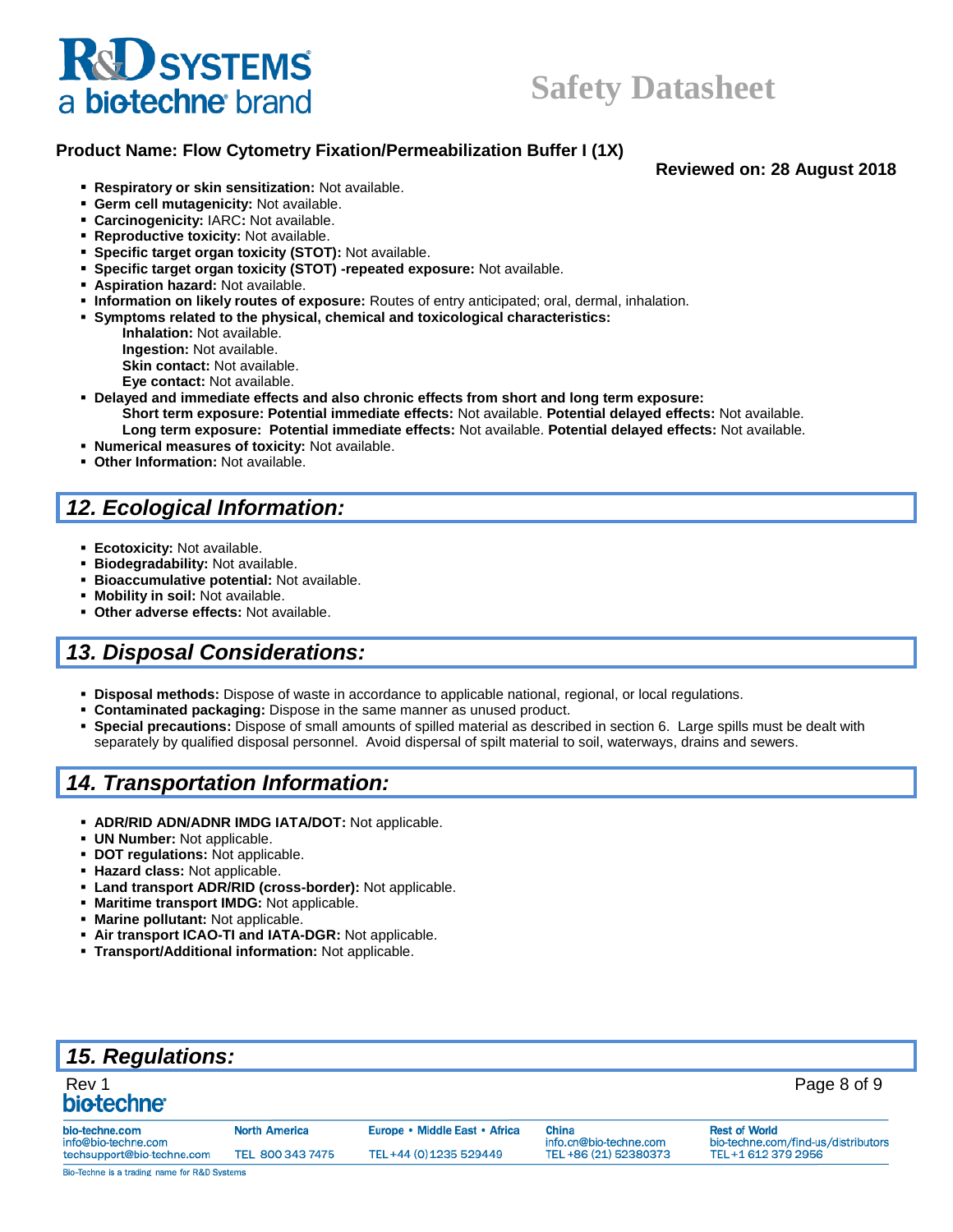- **Respiratory or skin sensitization:** Not available.
- **Germ cell mutagenicity:** Not available.
- **Carcinogenicity:** IARC**:** Not available.
- **Reproductive toxicity:** Not available.
- **Specific target organ toxicity (STOT):** Not available.
- **Specific target organ toxicity (STOT) -repeated exposure:** Not available.
- **Aspiration hazard:** Not available.
- **Information on likely routes of exposure:** Routes of entry anticipated; oral, dermal, inhalation.
- **Symptoms related to the physical, chemical and toxicological characteristics:**
  - **Inhalation:** Not available.
  - **Ingestion:** Not available.
  - **Skin contact:** Not available.
  - **Eye contact:** Not available.
- **Delayed and immediate effects and also chronic effects from short and long term exposure:**
  - **Short term exposure: Potential immediate effects:** Not available. **Potential delayed effects:** Not available.
  - **Long term exposure: Potential immediate effects:** Not available. **Potential delayed effects:** Not available.
- **Numerical measures of toxicity:** Not available.
- **Other Information:** Not available.

## *12. Ecological Information:*

- **Ecotoxicity:** Not available.
- **Biodegradability:** Not available.
- **Bioaccumulative potential:** Not available.
- **Mobility in soil:** Not available.
- **Other adverse effects:** Not available.

## *13. Disposal Considerations:*

- **Disposal methods:** Dispose of waste in accordance to applicable national, regional, or local regulations.
- **Contaminated packaging:** Dispose in the same manner as unused product.
- **Special precautions:** Dispose of small amounts of spilled material as described in section 6. Large spills must be dealt with separately by qualified disposal personnel. Avoid dispersal of spilt material to soil, waterways, drains and sewers.

## *14. Transportation Information:*

- **ADR/RID ADN/ADNR IMDG IATA/DOT:** Not applicable.
- **UN Number:** Not applicable.
- **DOT regulations:** Not applicable.
- **Hazard class:** Not applicable.
- **Land transport ADR/RID (cross-border):** Not applicable.
- **Maritime transport IMDG:** Not applicable.
- **Marine pollutant:** Not applicable.
- **Air transport ICAO-TI and IATA-DGR:** Not applicable.
- **Transport/Additional information:** Not applicable.

## *15. Regulations:*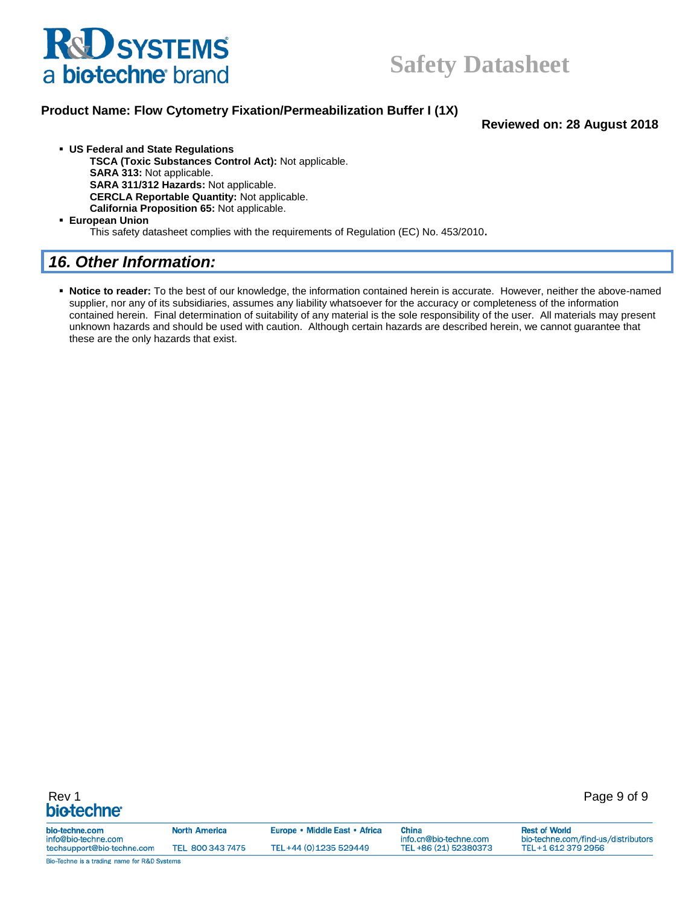- **US Federal and State Regulations**
  - **TSCA (Toxic Substances Control Act):** Not applicable.
  - **SARA 313:** Not applicable.
  - **SARA 311/312 Hazards:** Not applicable.
  - **CERCLA Reportable Quantity:** Not applicable.
  - **California Proposition 65:** Not applicable.
- **European Union**
  - This safety datasheet complies with the requirements of Regulation (EC) No. 453/2010.

## *16. Other Information:*

- **Notice to reader:** To the best of our knowledge, the information contained herein is accurate. However, neither the above-named supplier, nor any of its subsidiaries, assumes any liability whatsoever for the accuracy or completeness of the information contained herein. Final determination of suitability of any material is the sole responsibility of the user. All materials may present unknown hazards and should be used with caution. Although certain hazards are described herein, we cannot guarantee that these are the only hazards that exist.